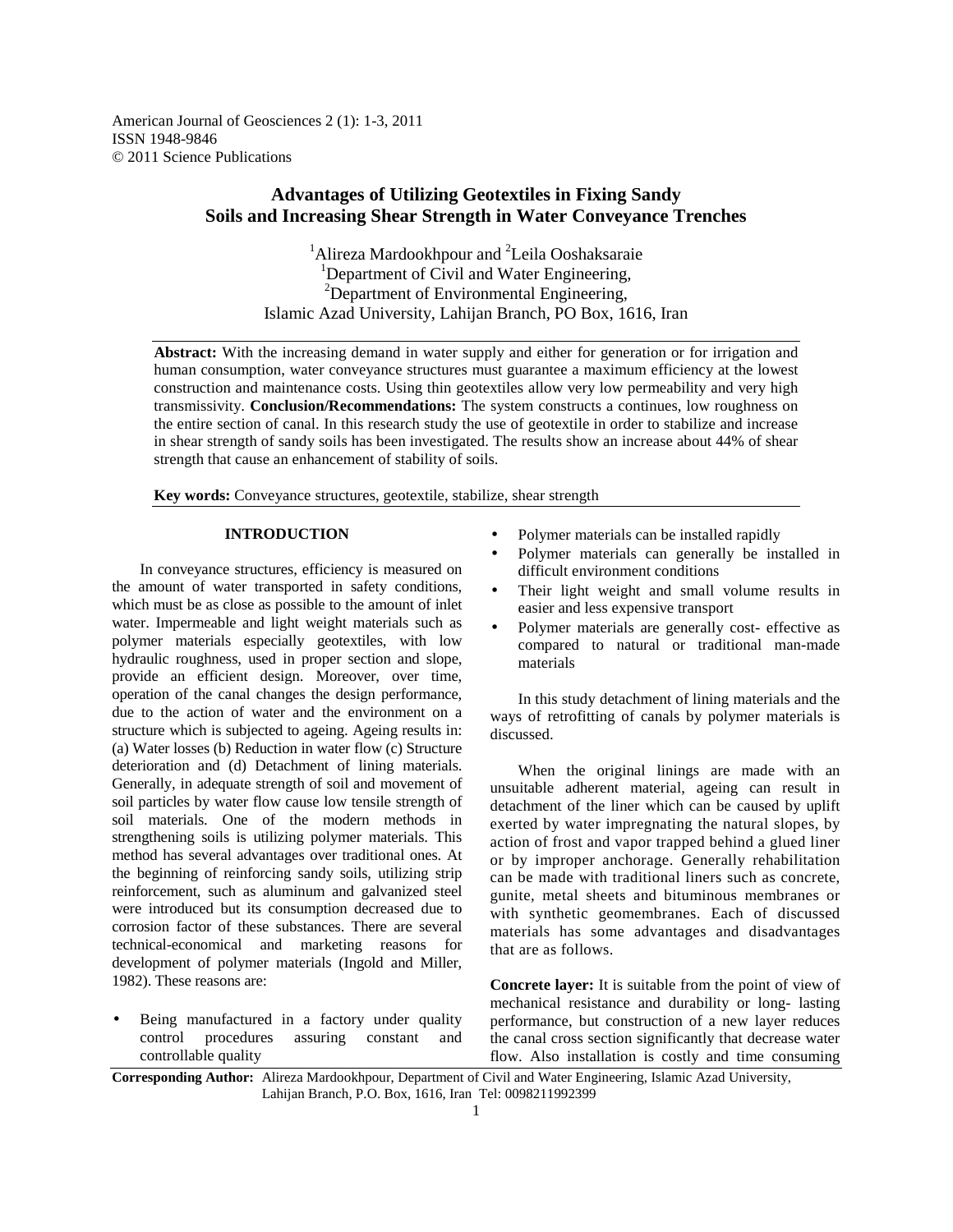# Advantages of Utilizing Geotextiles in Fixing Sandy Soils and Increasing Shear Strength in Water Conveyance Trenches

[1]Alireza Mardookhpour and [2]Leila Ooshaksaraie
[1]Department of Civil and Water Engineering,
[2]Department of Environmental Engineering,
Islamic Azad University, Lahijan Branch, PO Box, 1616, Iran

**Abstract:** With the increasing demand in water supply and either for generation or for irrigation and human consumption, water conveyance structures must guarantee a maximum efficiency at the lowest construction and maintenance costs. Using thin geotextiles allow very low permeability and very high transmissivity. **Conclusion/Recommendations:** The system constructs a continues, low roughness on the entire section of canal. In this research study the use of geotextile in order to stabilize and increase in shear strength of sandy soils has been investigated. The results show an increase about 44% of shear strength that cause an enhancement of stability of soils.

**Key words:** Conveyance structures, geotextile, stabilize, shear strength

## INTRODUCTION

In conveyance structures, efficiency is measured on the amount of water transported in safety conditions, which must be as close as possible to the amount of inlet water. Impermeable and light weight materials such as polymer materials especially geotextiles, with low hydraulic roughness, used in proper section and slope, provide an efficient design. Moreover, over time, operation of the canal changes the design performance, due to the action of water and the environment on a structure which is subjected to ageing. Ageing results in: (a) Water losses (b) Reduction in water flow (c) Structure deterioration and (d) Detachment of lining materials. Generally, in adequate strength of soil and movement of soil particles by water flow cause low tensile strength of soil materials. One of the modern methods in strengthening soils is utilizing polymer materials. This method has several advantages over traditional ones. At the beginning of reinforcing sandy soils, utilizing strip reinforcement, such as aluminum and galvanized steel were introduced but its consumption decreased due to corrosion factor of these substances. There are several technical-economical and marketing reasons for development of polymer materials (Ingold and Miller, 1982). These reasons are:

- Being manufactured in a factory under quality control procedures assuring constant and controllable quality
- Polymer materials can be installed rapidly
- Polymer materials can generally be installed in difficult environment conditions
- Their light weight and small volume results in easier and less expensive transport
- Polymer materials are generally cost- effective as compared to natural or traditional man-made materials

In this study detachment of lining materials and the ways of retrofitting of canals by polymer materials is discussed.

When the original linings are made with an unsuitable adherent material, ageing can result in detachment of the liner which can be caused by uplift exerted by water impregnating the natural slopes, by action of frost and vapor trapped behind a glued liner or by improper anchorage. Generally rehabilitation can be made with traditional liners such as concrete, gunite, metal sheets and bituminous membranes or with synthetic geomembranes. Each of discussed materials has some advantages and disadvantages that are as follows.

**Concrete layer:** It is suitable from the point of view of mechanical resistance and durability or long- lasting performance, but construction of a new layer reduces the canal cross section significantly that decrease water flow. Also installation is costly and time consuming

**Corresponding Author:** Alireza Mardookhpour, Department of Civil and Water Engineering, Islamic Azad University, Lahijan Branch, P.O. Box, 1616, Iran Tel: 0098211992399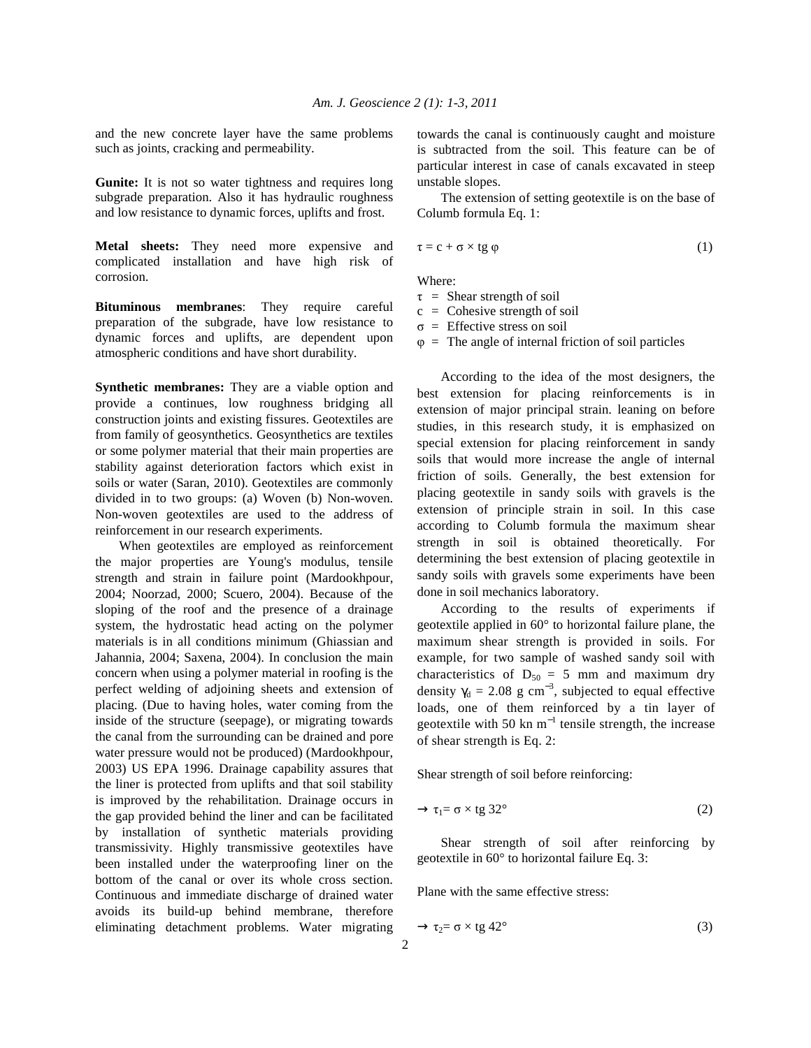and the new concrete layer have the same problems such as joints, cracking and permeability.

**Gunite:** It is not so water tightness and requires long subgrade preparation. Also it has hydraulic roughness and low resistance to dynamic forces, uplifts and frost.

**Metal sheets:** They need more expensive and complicated installation and have high risk of corrosion.

**Bituminous membranes**: They require careful preparation of the subgrade, have low resistance to dynamic forces and uplifts, are dependent upon atmospheric conditions and have short durability.

**Synthetic membranes:** They are a viable option and provide a continues, low roughness bridging all construction joints and existing fissures. Geotextiles are from family of geosynthetics. Geosynthetics are textiles or some polymer material that their main properties are stability against deterioration factors which exist in soils or water (Saran, 2010). Geotextiles are commonly divided in to two groups: (a) Woven (b) Non-woven. Non-woven geotextiles are used to the address of reinforcement in our research experiments.

When geotextiles are employed as reinforcement the major properties are Young's modulus, tensile strength and strain in failure point (Mardookhpour, 2004; Noorzad, 2000; Scuero, 2004). Because of the sloping of the roof and the presence of a drainage system, the hydrostatic head acting on the polymer materials is in all conditions minimum (Ghiassian and Jahannia, 2004; Saxena, 2004). In conclusion the main concern when using a polymer material in roofing is the perfect welding of adjoining sheets and extension of placing. (Due to having holes, water coming from the inside of the structure (seepage), or migrating towards the canal from the surrounding can be drained and pore water pressure would not be produced) (Mardookhpour, 2003) US EPA 1996. Drainage capability assures that the liner is protected from uplifts and that soil stability is improved by the rehabilitation. Drainage occurs in the gap provided behind the liner and can be facilitated by installation of synthetic materials providing transmissivity. Highly transmissive geotextiles have been installed under the waterproofing liner on the bottom of the canal or over its whole cross section. Continuous and immediate discharge of drained water avoids its build-up behind membrane, therefore eliminating detachment problems. Water migrating towards the canal is continuously caught and moisture is subtracted from the soil. This feature can be of particular interest in case of canals excavated in steep unstable slopes.

The extension of setting geotextile is on the base of Columb formula Eq. 1:

$$\tau = c + \sigma \times tg\ \varphi \tag{1}$$

Where:

- $\tau$ = Shear strength of soil
- $c$ = Cohesive strength of soil
- $\sigma$ = Effective stress on soil
- $\varphi$ = The angle of internal friction of soil particles

According to the idea of the most designers, the best extension for placing reinforcements is in extension of major principal strain. leaning on before studies, in this research study, it is emphasized on special extension for placing reinforcement in sandy soils that would more increase the angle of internal friction of soils. Generally, the best extension for placing geotextile in sandy soils with gravels is the extension of principle strain in soil. In this case according to Columb formula the maximum shear strength in soil is obtained theoretically. For determining the best extension of placing geotextile in sandy soils with gravels some experiments have been done in soil mechanics laboratory.

According to the results of experiments if geotextile applied in 60° to horizontal failure plane, the maximum shear strength is provided in soils. For example, for two sample of washed sandy soil with characteristics of $D_{50}$ = 5 mm and maximum dry density $\gamma_d$ = 2.08 g cm$^{-3}$, subjected to equal effective loads, one of them reinforced by a tin layer of geotextile with 50 kn m$^{-1}$ tensile strength, the increase of shear strength is Eq. 2:

Shear strength of soil before reinforcing:

$$\rightarrow \tau_1 = \sigma \times tg\ 32° \tag{2}$$

Shear strength of soil after reinforcing by geotextile in 60° to horizontal failure Eq. 3:

Plane with the same effective stress:

$$\rightarrow \tau_2 = \sigma \times tg\ 42° \tag{3}$$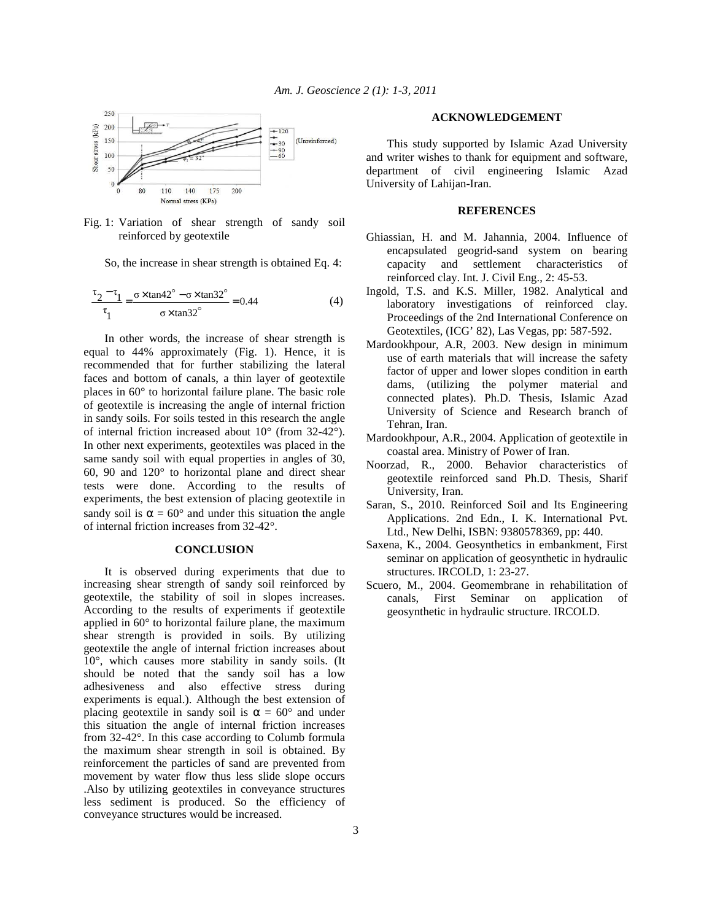250
200
150
100
50
0
Shear stress (kPa)
0 80 110 140 175 200
Normal stress (KPa)
$\varphi_2 = 42°$
$\varphi_1 = 32°$
120
30
90
60
(Unreinforced)

Fig. 1: Variation of shear strength of sandy soil reinforced by geotextile

So, the increase in shear strength is obtained Eq. 4:

$$\frac{\tau_2 - \tau_1}{\tau_1} = \frac{\sigma \times \tan 42^\circ - \sigma \times \tan 32^\circ}{\sigma \times \tan 32^\circ} = 0.44 \quad (4)$$

In other words, the increase of shear strength is equal to 44% approximately (Fig. 1). Hence, it is recommended that for further stabilizing the lateral faces and bottom of canals, a thin layer of geotextile places in 60° to horizontal failure plane. The basic role of geotextile is increasing the angle of internal friction in sandy soils. For soils tested in this research the angle of internal friction increased about 10° (from 32-42°). In other next experiments, geotextiles was placed in the same sandy soil with equal properties in angles of 30, 60, 90 and 120° to horizontal plane and direct shear tests were done. According to the results of experiments, the best extension of placing geotextile in sandy soil is $\alpha = 60°$ and under this situation the angle of internal friction increases from 32-42°.

## CONCLUSION

It is observed during experiments that due to increasing shear strength of sandy soil reinforced by geotextile, the stability of soil in slopes increases. According to the results of experiments if geotextile applied in 60° to horizontal failure plane, the maximum shear strength is provided in soils. By utilizing geotextile the angle of internal friction increases about 10°, which causes more stability in sandy soils. (It should be noted that the sandy soil has a low adhesiveness and also effective stress during experiments is equal.). Although the best extension of placing geotextile in sandy soil is $\alpha = 60°$ and under this situation the angle of internal friction increases from 32-42°. In this case according to Columb formula the maximum shear strength in soil is obtained. By reinforcement the particles of sand are prevented from movement by water flow thus less slide slope occurs .Also by utilizing geotextiles in conveyance structures less sediment is produced. So the efficiency of conveyance structures would be increased.

## ACKNOWLEDGEMENT

This study supported by Islamic Azad University and writer wishes to thank for equipment and software, department of civil engineering Islamic Azad University of Lahijan-Iran.

## REFERENCES

Ghiassian, H. and M. Jahannia, 2004. Influence of encapsulated geogrid-sand system on bearing capacity and settlement characteristics of reinforced clay. Int. J. Civil Eng., 2: 45-53.

Ingold, T.S. and K.S. Miller, 1982. Analytical and laboratory investigations of reinforced clay. Proceedings of the 2nd International Conference on Geotextiles, (ICG' 82), Las Vegas, pp: 587-592.

Mardookhpour, A.R, 2003. New design in minimum use of earth materials that will increase the safety factor of upper and lower slopes condition in earth dams, (utilizing the polymer material and connected plates). Ph.D. Thesis, Islamic Azad University of Science and Research branch of Tehran, Iran.

Mardookhpour, A.R., 2004. Application of geotextile in coastal area. Ministry of Power of Iran.

Noorzad, R., 2000. Behavior characteristics of geotextile reinforced sand Ph.D. Thesis, Sharif University, Iran.

Saran, S., 2010. Reinforced Soil and Its Engineering Applications. 2nd Edn., I. K. International Pvt. Ltd., New Delhi, ISBN: 9380578369, pp: 440.

Saxena, K., 2004. Geosynthetics in embankment, First seminar on application of geosynthetic in hydraulic structures. IRCOLD, 1: 23-27.

Scuero, M., 2004. Geomembrane in rehabilitation of canals, First Seminar on application of geosynthetic in hydraulic structure. IRCOLD.